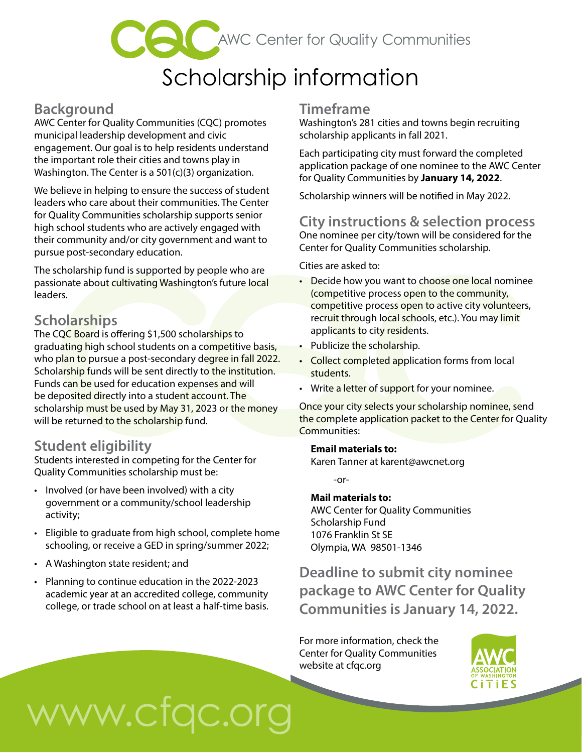AWC Center for Quality Communities

# Scholarship information

## Background

AWC Center for Quality Communities (CQC) promotes municipal leadership development and civic engagement. Our goal is to help residents understand the important role their cities and towns play in Washington. The Center is a 501(c)(3) organization.

We believe in helping to ensure the success of student leaders who care about their communities. The Center for Quality Communities scholarship supports senior high school students who are actively engaged with their community and/or city government and want to pursue post-secondary education.

The scholarship fund is supported by people who are passionate about cultivating Washington's future local leaders.

## Scholarships

The CQC Board is offering $1,500 scholarships to graduating high school students on a competitive basis, who plan to pursue a post-secondary degree in fall 2022. Scholarship funds will be sent directly to the institution. Funds can be used for education expenses and will be deposited directly into a student account. The scholarship must be used by May 31, 2023 or the money will be returned to the scholarship fund.

## Student eligibility

Students interested in competing for the Center for Quality Communities scholarship must be:

- Involved (or have been involved) with a city government or a community/school leadership activity;
- Eligible to graduate from high school, complete home schooling, or receive a GED in spring/summer 2022;
- A Washington state resident; and
- Planning to continue education in the 2022-2023 academic year at an accredited college, community college, or trade school on at least a half-time basis.

## Timeframe

Washington's 281 cities and towns begin recruiting scholarship applicants in fall 2021.

Each participating city must forward the completed application package of one nominee to the AWC Center for Quality Communities by **January 14, 2022**.

Scholarship winners will be notified in May 2022.

## City instructions & selection process

One nominee per city/town will be considered for the Center for Quality Communities scholarship.

Cities are asked to:

- Decide how you want to choose one local nominee (competitive process open to the community, competitive process open to active city volunteers, recruit through local schools, etc.). You may limit applicants to city residents.
- Publicize the scholarship.
- Collect completed application forms from local students.
- Write a letter of support for your nominee.

Once your city selects your scholarship nominee, send the complete application packet to the Center for Quality Communities:

**Email materials to:**
Karen Tanner at karent@awcnet.org

-or-

**Mail materials to:**
AWC Center for Quality Communities
Scholarship Fund
1076 Franklin St SE
Olympia, WA 98501-1346

## Deadline to submit city nominee package to AWC Center for Quality Communities is January 14, 2022.

For more information, check the Center for Quality Communities website at cfqc.org

AWC ASSOCIATION OF WASHINGTON CITIES

www.cfqc.org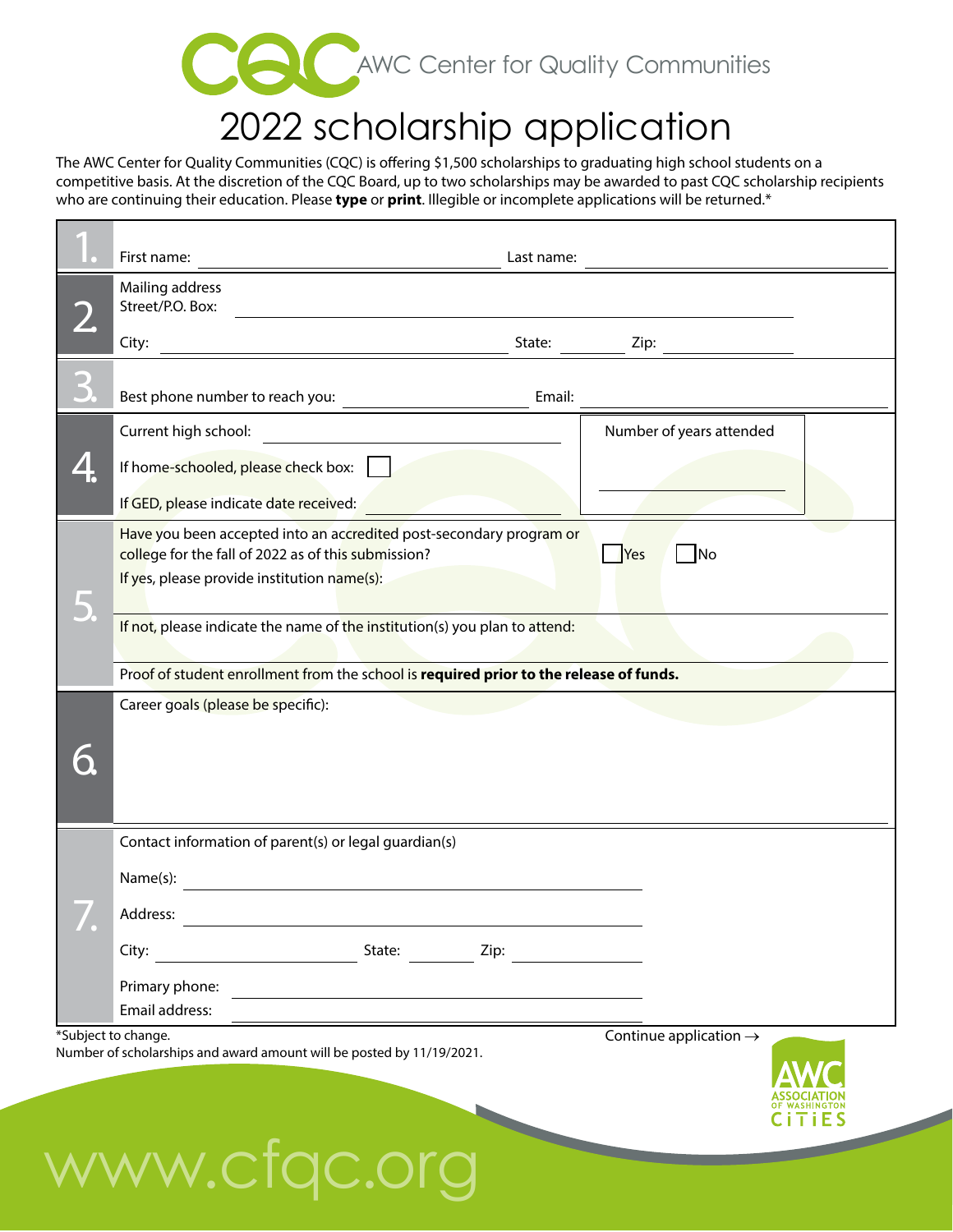AWC Center for Quality Communities

# 2022 scholarship application

The AWC Center for Quality Communities (CQC) is offering $1,500 scholarships to graduating high school students on a competitive basis. At the discretion of the CQC Board, up to two scholarships may be awarded to past CQC scholarship recipients who are continuing their education. Please **type** or **print**. Illegible or incomplete applications will be returned.*

**1.** First name: ______________________ Last name: ______________________

**2.** Mailing address
Street/P.O. Box: ______________________
City: ______________________ State: ________ Zip: ____________

**3.** Best phone number to reach you: ______________________ Email: ______________________

**4.** Current high school: ______________________
If home-schooled, please check box: ☐
If GED, please indicate date received: ______________________
Number of years attended: ____________

**5.** Have you been accepted into an accredited post-secondary program or college for the fall of 2022 as of this submission? ☐ Yes ☐ No
If yes, please provide institution name(s): ______________________
If not, please indicate the name of the institution(s) you plan to attend: ______________________
Proof of student enrollment from the school is **required prior to the release of funds.**

**6.** Career goals (please be specific):

**7.** Contact information of parent(s) or legal guardian(s)
Name(s): ______________________
Address: ______________________
City: ______________________ State: ________ Zip: ____________
Primary phone: ______________________
Email address: ______________________

*Subject to change.
Number of scholarships and award amount will be posted by 11/19/2021.

Continue application →

AWC Association of Washington Cities

www.cfqc.org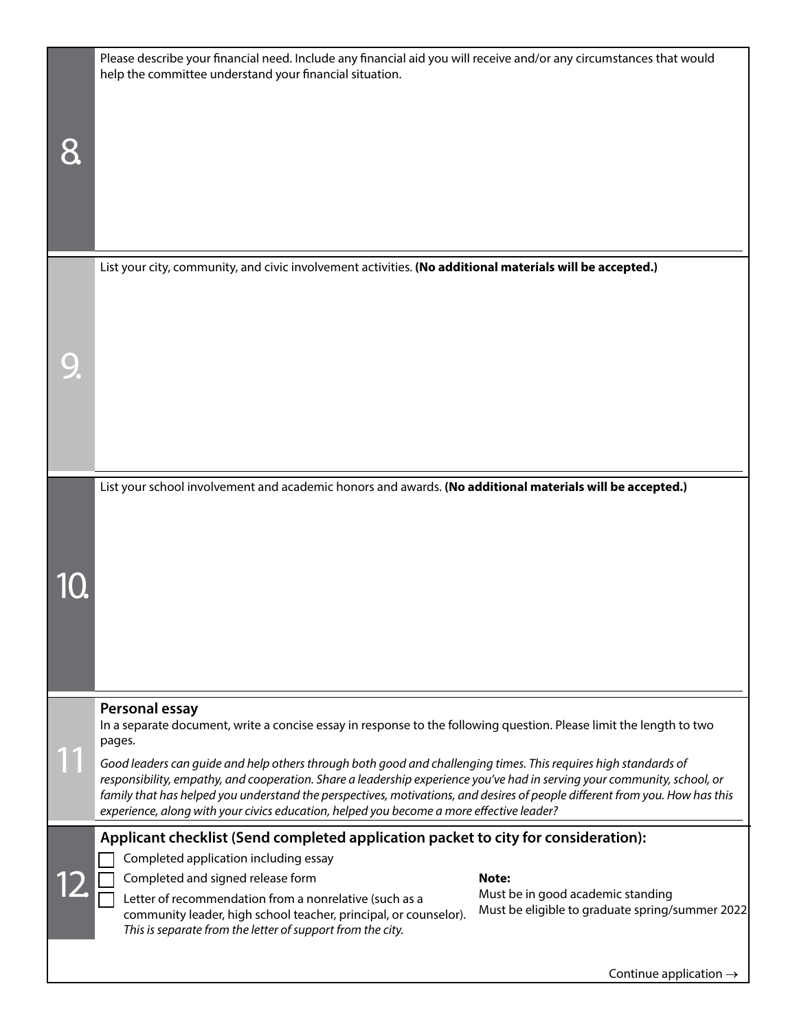**8.** Please describe your financial need. Include any financial aid you will receive and/or any circumstances that would help the committee understand your financial situation.

**9.** List your city, community, and civic involvement activities. **(No additional materials will be accepted.)**

**10.** List your school involvement and academic honors and awards. **(No additional materials will be accepted.)**

**11.** **Personal essay**

In a separate document, write a concise essay in response to the following question. Please limit the length to two pages.

*Good leaders can guide and help others through both good and challenging times. This requires high standards of responsibility, empathy, and cooperation. Share a leadership experience you've had in serving your community, school, or family that has helped you understand the perspectives, motivations, and desires of people different from you. How has this experience, along with your civics education, helped you become a more effective leader?*

**12.** **Applicant checklist (Send completed application packet to city for consideration):**

- ☐ Completed application including essay
- ☐ Completed and signed release form
- ☐ Letter of recommendation from a nonrelative (such as a community leader, high school teacher, principal, or counselor). *This is separate from the letter of support from the city.*

**Note:**
Must be in good academic standing
Must be eligible to graduate spring/summer 2022

Continue application →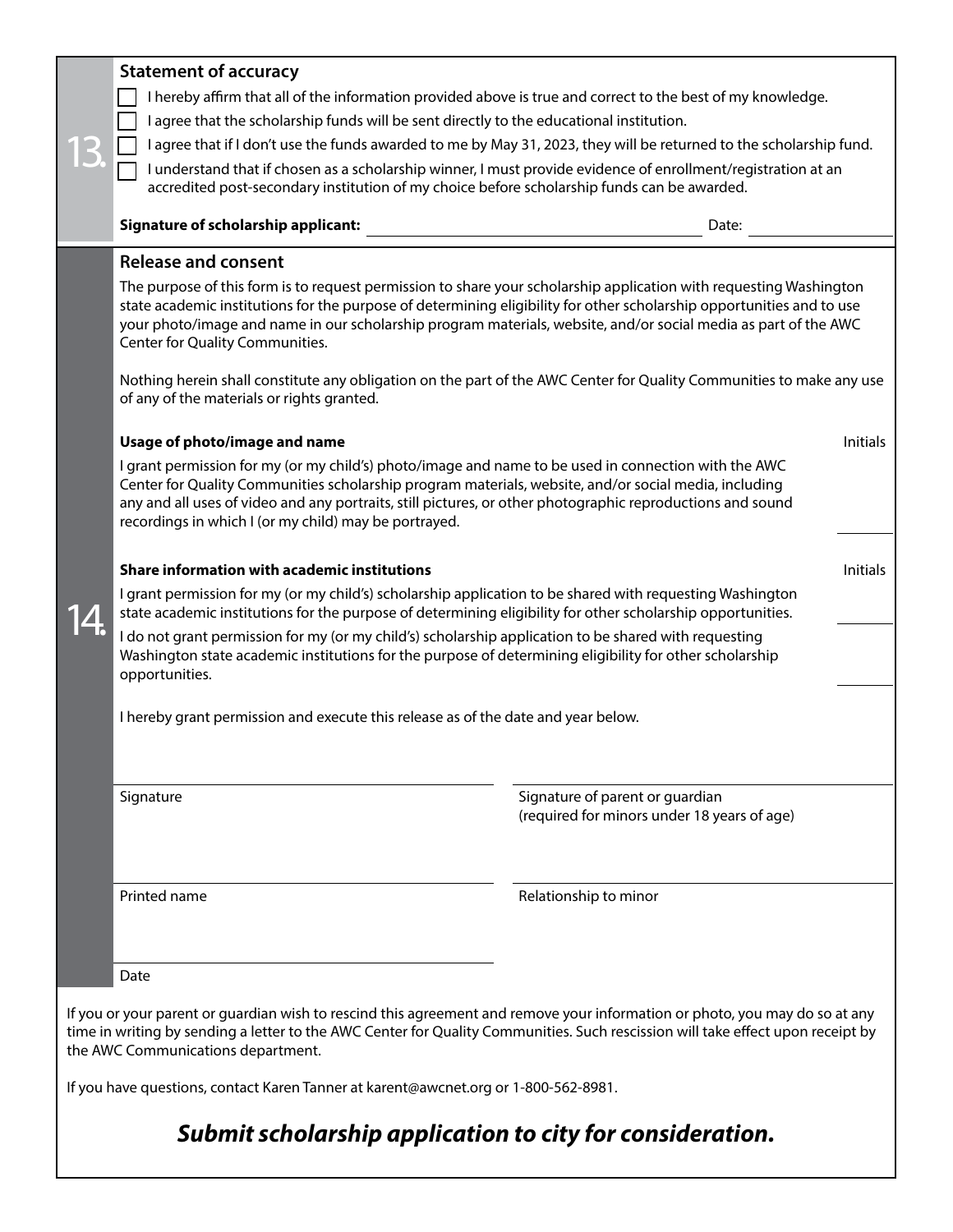## 13. Statement of accuracy

- [ ] I hereby affirm that all of the information provided above is true and correct to the best of my knowledge.
- [ ] I agree that the scholarship funds will be sent directly to the educational institution.
- [ ] I agree that if I don't use the funds awarded to me by May 31, 2023, they will be returned to the scholarship fund.
- [ ] I understand that if chosen as a scholarship winner, I must provide evidence of enrollment/registration at an accredited post-secondary institution of my choice before scholarship funds can be awarded.

**Signature of scholarship applicant:** ____________________ Date: ____________

## 14. Release and consent

The purpose of this form is to request permission to share your scholarship application with requesting Washington state academic institutions for the purpose of determining eligibility for other scholarship opportunities and to use your photo/image and name in our scholarship program materials, website, and/or social media as part of the AWC Center for Quality Communities.

Nothing herein shall constitute any obligation on the part of the AWC Center for Quality Communities to make any use of any of the materials or rights granted.

**Usage of photo/image and name** — Initials

I grant permission for my (or my child's) photo/image and name to be used in connection with the AWC Center for Quality Communities scholarship program materials, website, and/or social media, including any and all uses of video and any portraits, still pictures, or other photographic reproductions and sound recordings in which I (or my child) may be portrayed. ________

**Share information with academic institutions** — Initials

I grant permission for my (or my child's) scholarship application to be shared with requesting Washington state academic institutions for the purpose of determining eligibility for other scholarship opportunities. ________

I do not grant permission for my (or my child's) scholarship application to be shared with requesting Washington state academic institutions for the purpose of determining eligibility for other scholarship opportunities. ________

I hereby grant permission and execute this release as of the date and year below.

____________________ Signature

____________________ Signature of parent or guardian (required for minors under 18 years of age)

____________________ Printed name

____________________ Relationship to minor

____________________ Date

If you or your parent or guardian wish to rescind this agreement and remove your information or photo, you may do so at any time in writing by sending a letter to the AWC Center for Quality Communities. Such rescission will take effect upon receipt by the AWC Communications department.

If you have questions, contact Karen Tanner at karent@awcnet.org or 1-800-562-8981.

***Submit scholarship application to city for consideration.***